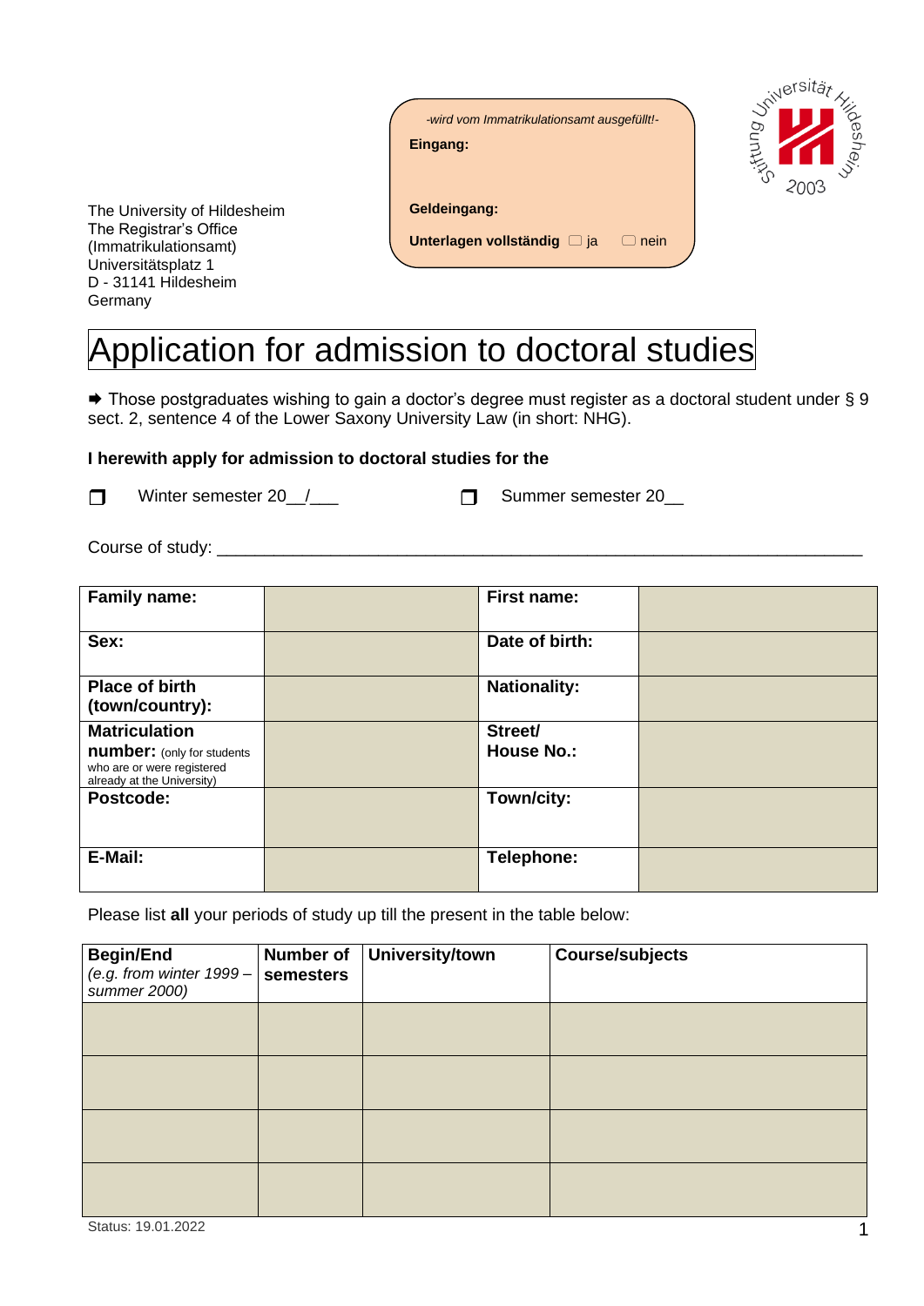-wird vom Immatrikulationsamt ausgefüllt!-

**Eingang:**

**Geldeingang:**

**Unterlagen vollständig** ☐ ja ☐ nein

The University of Hildesheim
The Registrar's Office
(Immatrikulationsamt)
Universitätsplatz 1
D - 31141 Hildesheim
Germany

# Application for admission to doctoral studies

➡ Those postgraduates wishing to gain a doctor's degree must register as a doctoral student under § 9 sect. 2, sentence 4 of the Lower Saxony University Law (in short: NHG).

**I herewith apply for admission to doctoral studies for the**

☐ Winter semester 20__/___ ☐ Summer semester 20__

Course of study: ______________________________________________________________________

| **Family name:** | | **First name:** | |
|---|---|---|---|
| **Sex:** | | **Date of birth:** | |
| **Place of birth (town/country):** | | **Nationality:** | |
| **Matriculation number:** (only for students who are or were registered already at the University) | | **Street/ House No.:** | |
| **Postcode:** | | **Town/city:** | |
| **E-Mail:** | | **Telephone:** | |

Please list **all** your periods of study up till the present in the table below:

| **Begin/End** *(e.g. from winter 1999 – summer 2000)* | **Number of semesters** | **University/town** | **Course/subjects** |
|---|---|---|---|
| | | | |
| | | | |
| | | | |
| | | | |

Status: 19.01.2022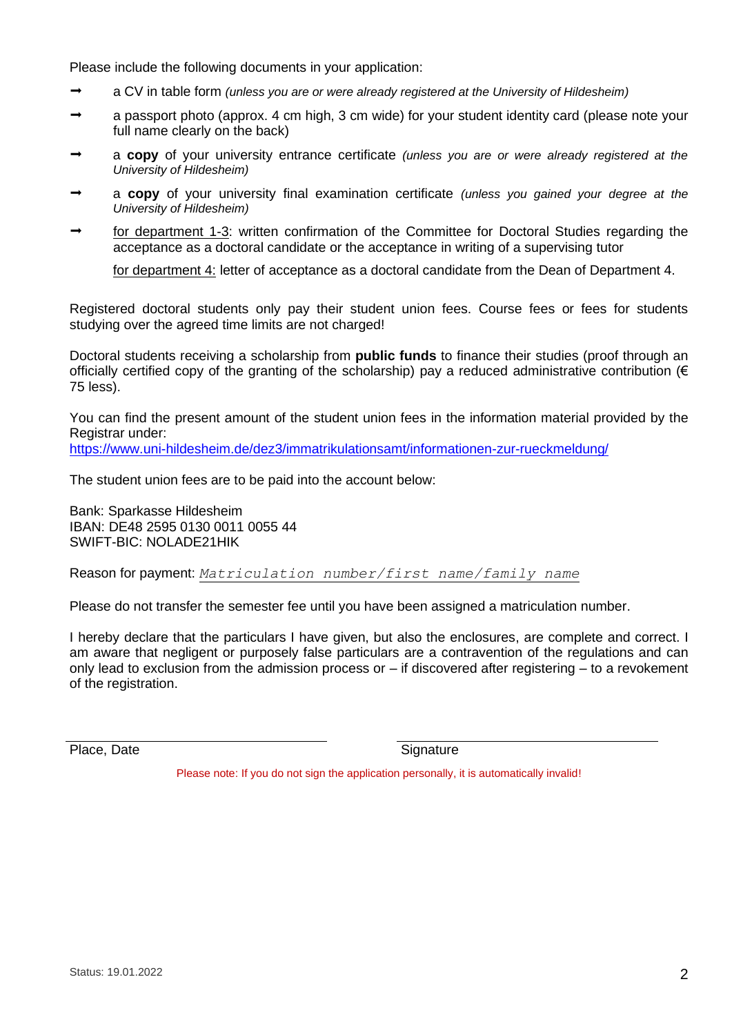Please include the following documents in your application:

- a CV in table form *(unless you are or were already registered at the University of Hildesheim)*
- a passport photo (approx. 4 cm high, 3 cm wide) for your student identity card (please note your full name clearly on the back)
- a **copy** of your university entrance certificate *(unless you are or were already registered at the University of Hildesheim)*
- a **copy** of your university final examination certificate *(unless you gained your degree at the University of Hildesheim)*
- <u>for department 1-3</u>: written confirmation of the Committee for Doctoral Studies regarding the acceptance as a doctoral candidate or the acceptance in writing of a supervising tutor

  <u>for department 4:</u> letter of acceptance as a doctoral candidate from the Dean of Department 4.

Registered doctoral students only pay their student union fees. Course fees or fees for students studying over the agreed time limits are not charged!

Doctoral students receiving a scholarship from **public funds** to finance their studies (proof through an officially certified copy of the granting of the scholarship) pay a reduced administrative contribution (€ 75 less).

You can find the present amount of the student union fees in the information material provided by the Registrar under:
https://www.uni-hildesheim.de/dez3/immatrikulationsamt/informationen-zur-rueckmeldung/

The student union fees are to be paid into the account below:

Bank: Sparkasse Hildesheim
IBAN: DE48 2595 0130 0011 0055 44
SWIFT-BIC: NOLADE21HIK

Reason for payment: *Matriculation number/first name/family name*

Please do not transfer the semester fee until you have been assigned a matriculation number.

I hereby declare that the particulars I have given, but also the enclosures, are complete and correct. I am aware that negligent or purposely false particulars are a contravention of the regulations and can only lead to exclusion from the admission process or – if discovered after registering – to a revokement of the registration.

Place, Date ______________________ Signature ______________________

Please note: If you do not sign the application personally, it is automatically invalid!

Status: 19.01.2022